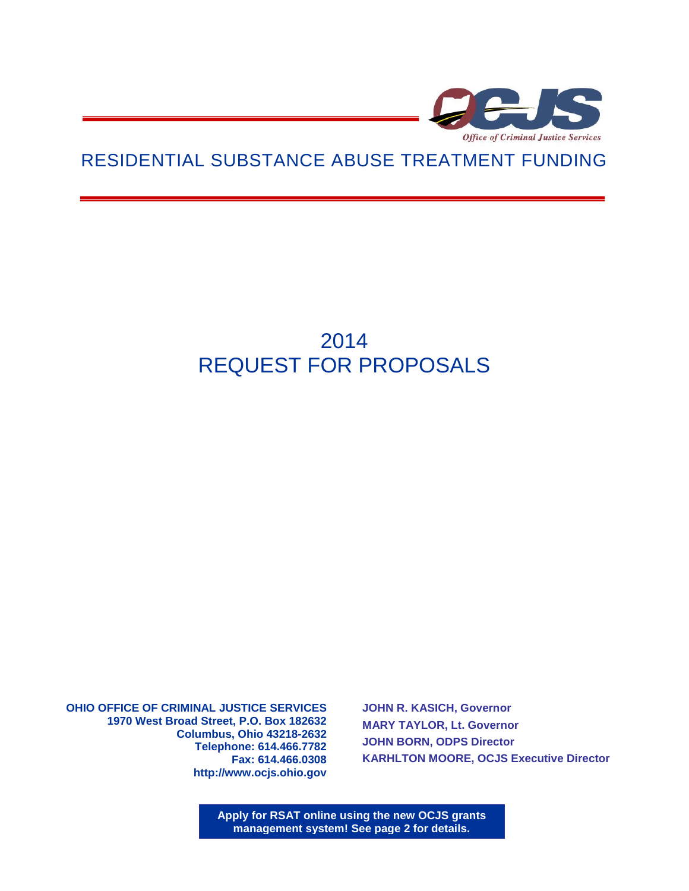OCJS

*Office of Criminal Justice Services*

# RESIDENTIAL SUBSTANCE ABUSE TREATMENT FUNDING

# 2014 REQUEST FOR PROPOSALS

**OHIO OFFICE OF CRIMINAL JUSTICE SERVICES**
**1970 West Broad Street, P.O. Box 182632**
**Columbus, Ohio 43218-2632**
**Telephone: 614.466.7782**
**Fax: 614.466.0308**
**http://www.ocjs.ohio.gov**

**JOHN R. KASICH, Governor**
**MARY TAYLOR, Lt. Governor**
**JOHN BORN, ODPS Director**
**KARHLTON MOORE, OCJS Executive Director**

**Apply for RSAT online using the new OCJS grants management system! See page 2 for details.**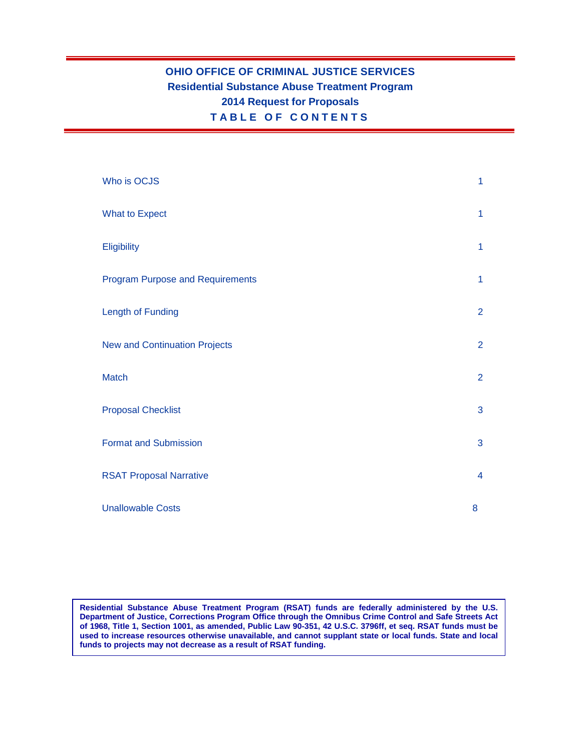# OHIO OFFICE OF CRIMINAL JUSTICE SERVICES
## Residential Substance Abuse Treatment Program
## 2014 Request for Proposals
## TABLE OF CONTENTS

| | |
|---|---|
| Who is OCJS | 1 |
| What to Expect | 1 |
| Eligibility | 1 |
| Program Purpose and Requirements | 1 |
| Length of Funding | 2 |
| New and Continuation Projects | 2 |
| Match | 2 |
| Proposal Checklist | 3 |
| Format and Submission | 3 |
| RSAT Proposal Narrative | 4 |
| Unallowable Costs | 8 |

**Residential Substance Abuse Treatment Program (RSAT) funds are federally administered by the U.S. Department of Justice, Corrections Program Office through the Omnibus Crime Control and Safe Streets Act of 1968, Title 1, Section 1001, as amended, Public Law 90-351, 42 U.S.C. 3796ff, et seq. RSAT funds must be used to increase resources otherwise unavailable, and cannot supplant state or local funds. State and local funds to projects may not decrease as a result of RSAT funding.**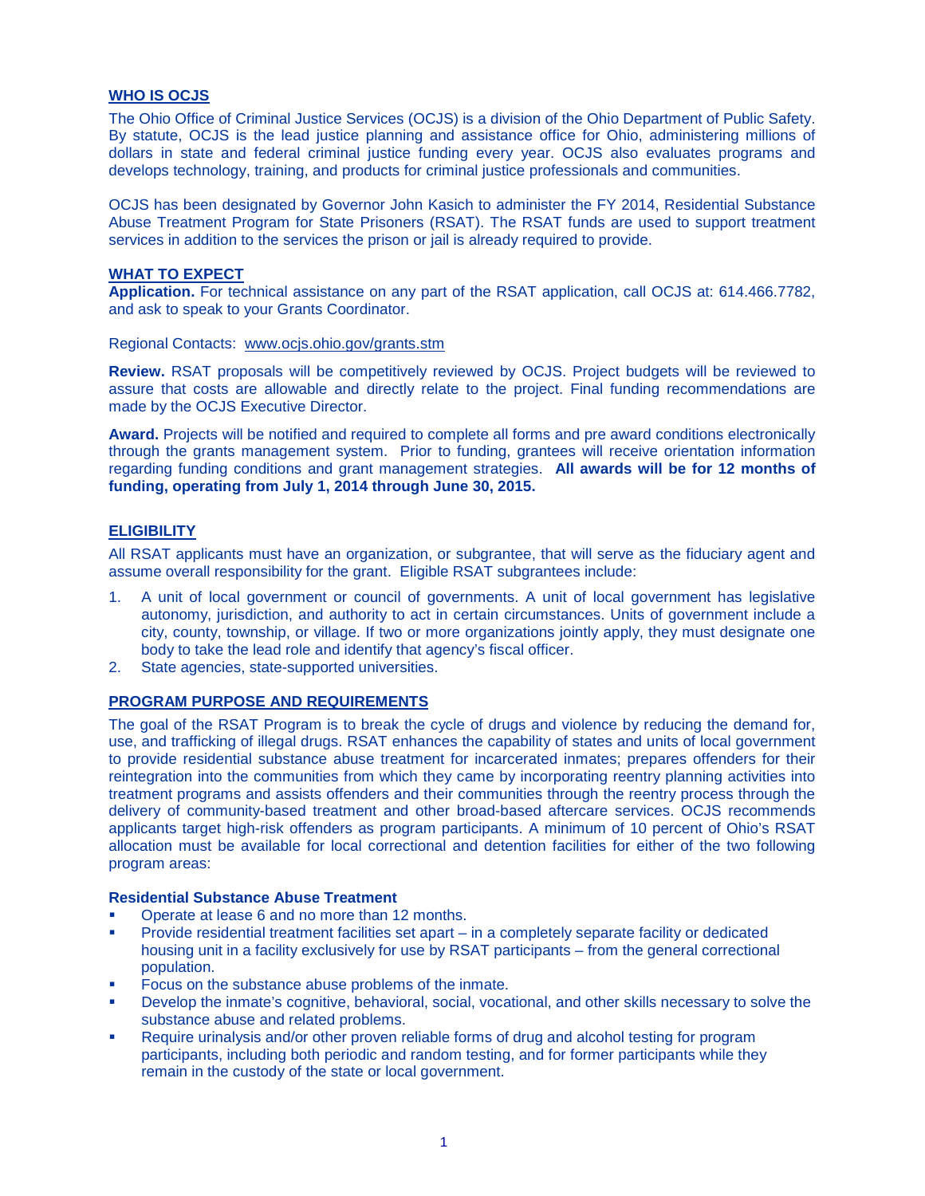## WHO IS OCJS

The Ohio Office of Criminal Justice Services (OCJS) is a division of the Ohio Department of Public Safety. By statute, OCJS is the lead justice planning and assistance office for Ohio, administering millions of dollars in state and federal criminal justice funding every year. OCJS also evaluates programs and develops technology, training, and products for criminal justice professionals and communities.

OCJS has been designated by Governor John Kasich to administer the FY 2014, Residential Substance Abuse Treatment Program for State Prisoners (RSAT). The RSAT funds are used to support treatment services in addition to the services the prison or jail is already required to provide.

## WHAT TO EXPECT

**Application.** For technical assistance on any part of the RSAT application, call OCJS at: 614.466.7782, and ask to speak to your Grants Coordinator.

Regional Contacts: www.ocjs.ohio.gov/grants.stm

**Review.** RSAT proposals will be competitively reviewed by OCJS. Project budgets will be reviewed to assure that costs are allowable and directly relate to the project. Final funding recommendations are made by the OCJS Executive Director.

**Award.** Projects will be notified and required to complete all forms and pre award conditions electronically through the grants management system. Prior to funding, grantees will receive orientation information regarding funding conditions and grant management strategies. **All awards will be for 12 months of funding, operating from July 1, 2014 through June 30, 2015.**

## ELIGIBILITY

All RSAT applicants must have an organization, or subgrantee, that will serve as the fiduciary agent and assume overall responsibility for the grant. Eligible RSAT subgrantees include:

1. A unit of local government or council of governments. A unit of local government has legislative autonomy, jurisdiction, and authority to act in certain circumstances. Units of government include a city, county, township, or village. If two or more organizations jointly apply, they must designate one body to take the lead role and identify that agency's fiscal officer.
2. State agencies, state-supported universities.

## PROGRAM PURPOSE AND REQUIREMENTS

The goal of the RSAT Program is to break the cycle of drugs and violence by reducing the demand for, use, and trafficking of illegal drugs. RSAT enhances the capability of states and units of local government to provide residential substance abuse treatment for incarcerated inmates; prepares offenders for their reintegration into the communities from which they came by incorporating reentry planning activities into treatment programs and assists offenders and their communities through the reentry process through the delivery of community-based treatment and other broad-based aftercare services. OCJS recommends applicants target high-risk offenders as program participants. A minimum of 10 percent of Ohio's RSAT allocation must be available for local correctional and detention facilities for either of the two following program areas:

### Residential Substance Abuse Treatment

- Operate at lease 6 and no more than 12 months.
- Provide residential treatment facilities set apart – in a completely separate facility or dedicated housing unit in a facility exclusively for use by RSAT participants – from the general correctional population.
- Focus on the substance abuse problems of the inmate.
- Develop the inmate's cognitive, behavioral, social, vocational, and other skills necessary to solve the substance abuse and related problems.
- Require urinalysis and/or other proven reliable forms of drug and alcohol testing for program participants, including both periodic and random testing, and for former participants while they remain in the custody of the state or local government.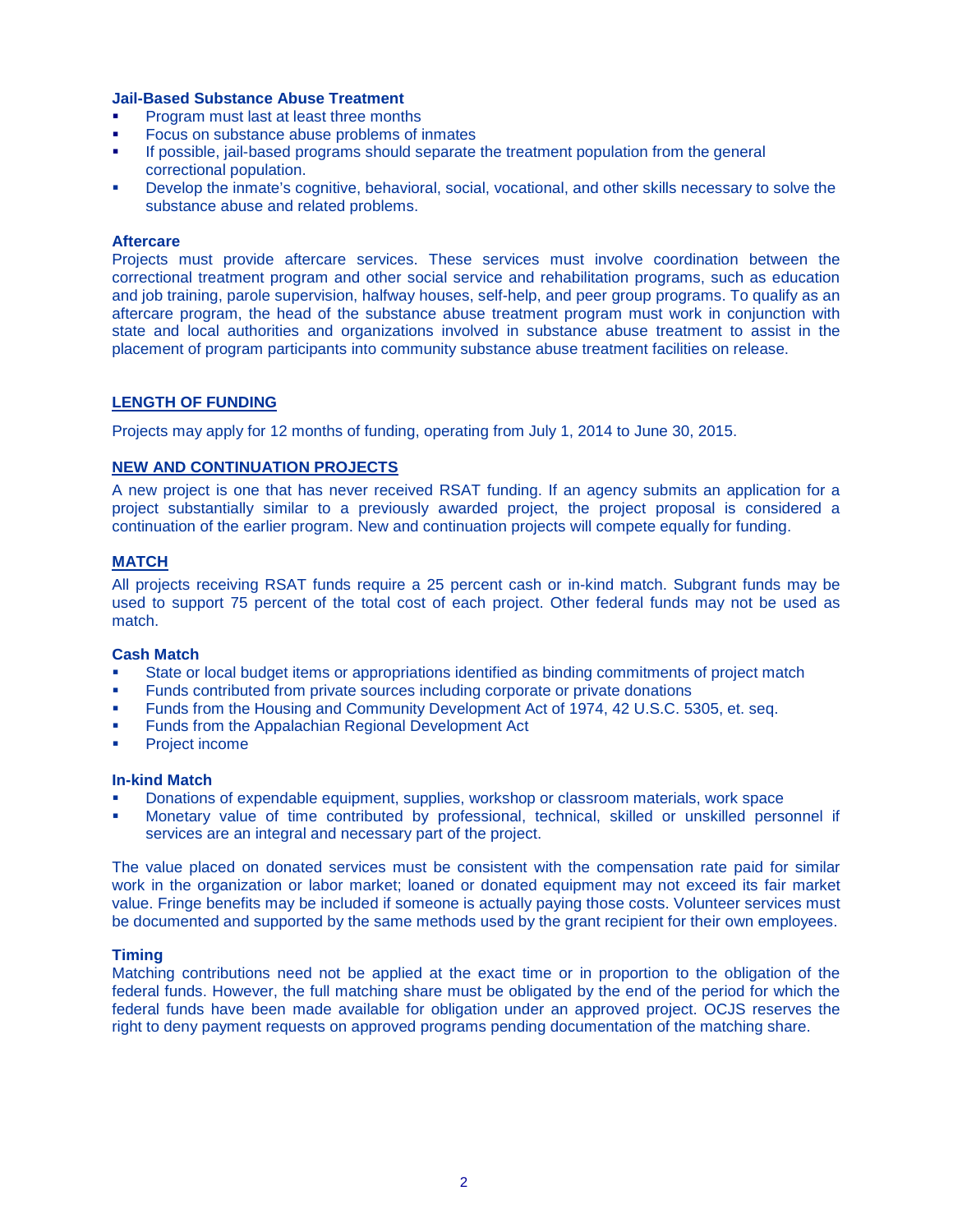**Jail-Based Substance Abuse Treatment**

- Program must last at least three months
- Focus on substance abuse problems of inmates
- If possible, jail-based programs should separate the treatment population from the general correctional population.
- Develop the inmate's cognitive, behavioral, social, vocational, and other skills necessary to solve the substance abuse and related problems.

**Aftercare**

Projects must provide aftercare services. These services must involve coordination between the correctional treatment program and other social service and rehabilitation programs, such as education and job training, parole supervision, halfway houses, self-help, and peer group programs. To qualify as an aftercare program, the head of the substance abuse treatment program must work in conjunction with state and local authorities and organizations involved in substance abuse treatment to assist in the placement of program participants into community substance abuse treatment facilities on release.

## LENGTH OF FUNDING

Projects may apply for 12 months of funding, operating from July 1, 2014 to June 30, 2015.

## NEW AND CONTINUATION PROJECTS

A new project is one that has never received RSAT funding. If an agency submits an application for a project substantially similar to a previously awarded project, the project proposal is considered a continuation of the earlier program. New and continuation projects will compete equally for funding.

## MATCH

All projects receiving RSAT funds require a 25 percent cash or in-kind match. Subgrant funds may be used to support 75 percent of the total cost of each project. Other federal funds may not be used as match.

**Cash Match**

- State or local budget items or appropriations identified as binding commitments of project match
- Funds contributed from private sources including corporate or private donations
- Funds from the Housing and Community Development Act of 1974, 42 U.S.C. 5305, et. seq.
- Funds from the Appalachian Regional Development Act
- Project income

**In-kind Match**

- Donations of expendable equipment, supplies, workshop or classroom materials, work space
- Monetary value of time contributed by professional, technical, skilled or unskilled personnel if services are an integral and necessary part of the project.

The value placed on donated services must be consistent with the compensation rate paid for similar work in the organization or labor market; loaned or donated equipment may not exceed its fair market value. Fringe benefits may be included if someone is actually paying those costs. Volunteer services must be documented and supported by the same methods used by the grant recipient for their own employees.

**Timing**

Matching contributions need not be applied at the exact time or in proportion to the obligation of the federal funds. However, the full matching share must be obligated by the end of the period for which the federal funds have been made available for obligation under an approved project. OCJS reserves the right to deny payment requests on approved programs pending documentation of the matching share.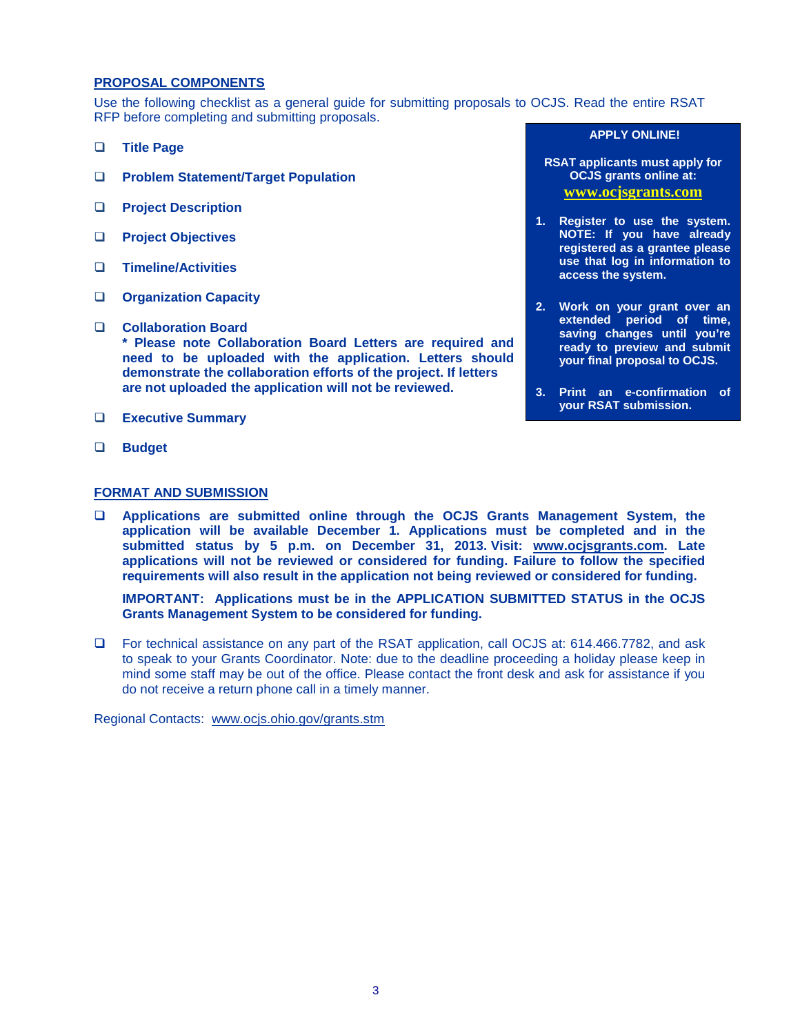## PROPOSAL COMPONENTS

Use the following checklist as a general guide for submitting proposals to OCJS. Read the entire RSAT RFP before completing and submitting proposals.

- ❑ **Title Page**
- ❑ **Problem Statement/Target Population**
- ❑ **Project Description**
- ❑ **Project Objectives**
- ❑ **Timeline/Activities**
- ❑ **Organization Capacity**
- ❑ **Collaboration Board**
  **\* Please note Collaboration Board Letters are required and need to be uploaded with the application. Letters should demonstrate the collaboration efforts of the project. If letters are not uploaded the application will not be reviewed.**
- ❑ **Executive Summary**
- ❑ **Budget**

**APPLY ONLINE!**

**RSAT applicants must apply for OCJS grants online at:**
**www.ocjsgrants.com**

1. **Register to use the system. NOTE: If you have already registered as a grantee please use that log in information to access the system.**
2. **Work on your grant over an extended period of time, saving changes until you're ready to preview and submit your final proposal to OCJS.**
3. **Print an e-confirmation of your RSAT submission.**

## FORMAT AND SUBMISSION

- ❑ **Applications are submitted online through the OCJS Grants Management System, the application will be available December 1. Applications must be completed and in the submitted status by 5 p.m. on December 31, 2013. Visit: www.ocjsgrants.com. Late applications will not be reviewed or considered for funding. Failure to follow the specified requirements will also result in the application not being reviewed or considered for funding.**

  **IMPORTANT: Applications must be in the APPLICATION SUBMITTED STATUS in the OCJS Grants Management System to be considered for funding.**

- ❑ For technical assistance on any part of the RSAT application, call OCJS at: 614.466.7782, and ask to speak to your Grants Coordinator. Note: due to the deadline proceeding a holiday please keep in mind some staff may be out of the office. Please contact the front desk and ask for assistance if you do not receive a return phone call in a timely manner.

Regional Contacts: www.ocjs.ohio.gov/grants.stm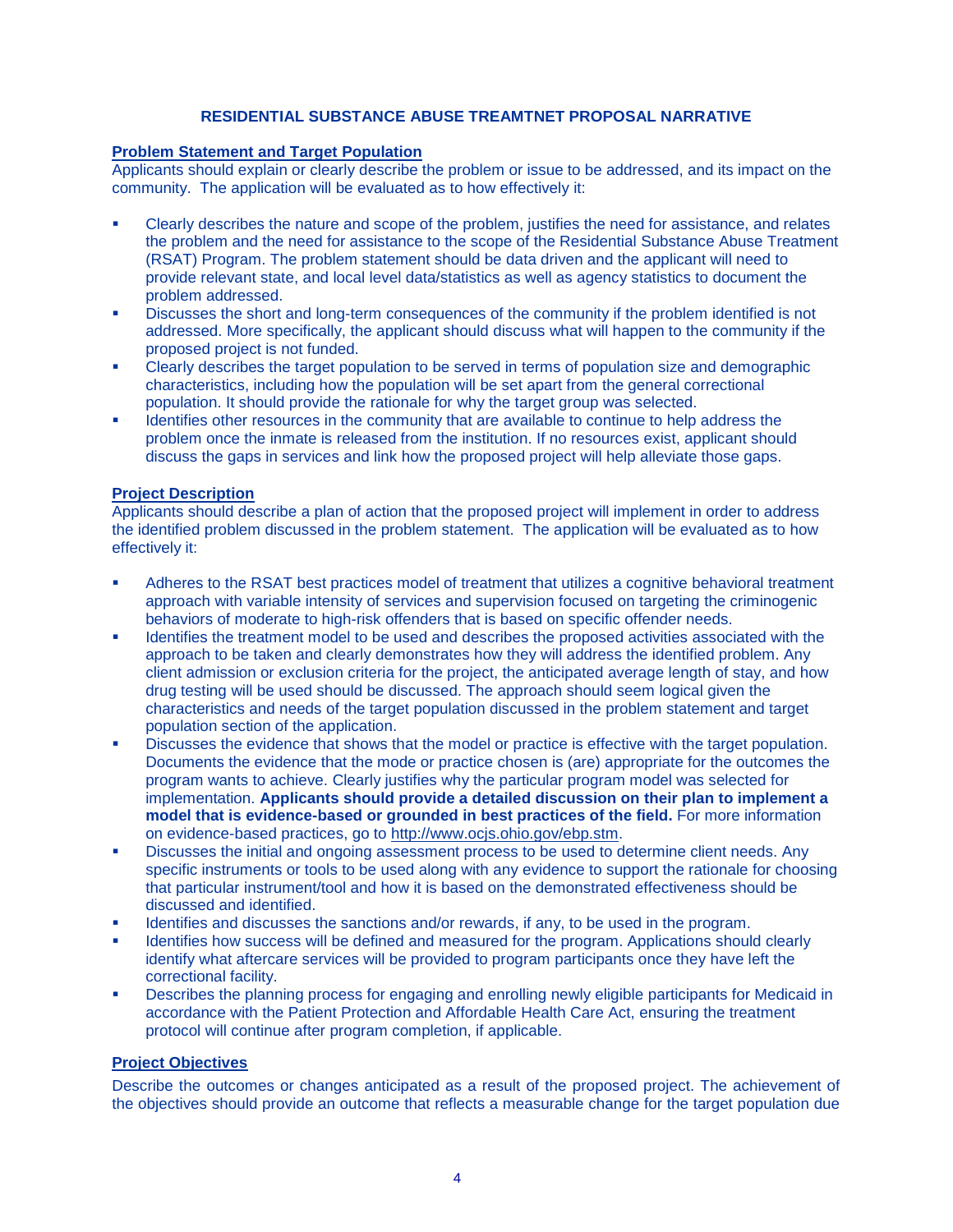# RESIDENTIAL SUBSTANCE ABUSE TREAMTNET PROPOSAL NARRATIVE

## Problem Statement and Target Population

Applicants should explain or clearly describe the problem or issue to be addressed, and its impact on the community. The application will be evaluated as to how effectively it:

- Clearly describes the nature and scope of the problem, justifies the need for assistance, and relates the problem and the need for assistance to the scope of the Residential Substance Abuse Treatment (RSAT) Program. The problem statement should be data driven and the applicant will need to provide relevant state, and local level data/statistics as well as agency statistics to document the problem addressed.
- Discusses the short and long-term consequences of the community if the problem identified is not addressed. More specifically, the applicant should discuss what will happen to the community if the proposed project is not funded.
- Clearly describes the target population to be served in terms of population size and demographic characteristics, including how the population will be set apart from the general correctional population. It should provide the rationale for why the target group was selected.
- Identifies other resources in the community that are available to continue to help address the problem once the inmate is released from the institution. If no resources exist, applicant should discuss the gaps in services and link how the proposed project will help alleviate those gaps.

## Project Description

Applicants should describe a plan of action that the proposed project will implement in order to address the identified problem discussed in the problem statement. The application will be evaluated as to how effectively it:

- Adheres to the RSAT best practices model of treatment that utilizes a cognitive behavioral treatment approach with variable intensity of services and supervision focused on targeting the criminogenic behaviors of moderate to high-risk offenders that is based on specific offender needs.
- Identifies the treatment model to be used and describes the proposed activities associated with the approach to be taken and clearly demonstrates how they will address the identified problem. Any client admission or exclusion criteria for the project, the anticipated average length of stay, and how drug testing will be used should be discussed. The approach should seem logical given the characteristics and needs of the target population discussed in the problem statement and target population section of the application.
- Discusses the evidence that shows that the model or practice is effective with the target population. Documents the evidence that the mode or practice chosen is (are) appropriate for the outcomes the program wants to achieve. Clearly justifies why the particular program model was selected for implementation. **Applicants should provide a detailed discussion on their plan to implement a model that is evidence-based or grounded in best practices of the field.** For more information on evidence-based practices, go to http://www.ocjs.ohio.gov/ebp.stm.
- Discusses the initial and ongoing assessment process to be used to determine client needs. Any specific instruments or tools to be used along with any evidence to support the rationale for choosing that particular instrument/tool and how it is based on the demonstrated effectiveness should be discussed and identified.
- Identifies and discusses the sanctions and/or rewards, if any, to be used in the program.
- Identifies how success will be defined and measured for the program. Applications should clearly identify what aftercare services will be provided to program participants once they have left the correctional facility.
- Describes the planning process for engaging and enrolling newly eligible participants for Medicaid in accordance with the Patient Protection and Affordable Health Care Act, ensuring the treatment protocol will continue after program completion, if applicable.

## Project Objectives

Describe the outcomes or changes anticipated as a result of the proposed project. The achievement of the objectives should provide an outcome that reflects a measurable change for the target population due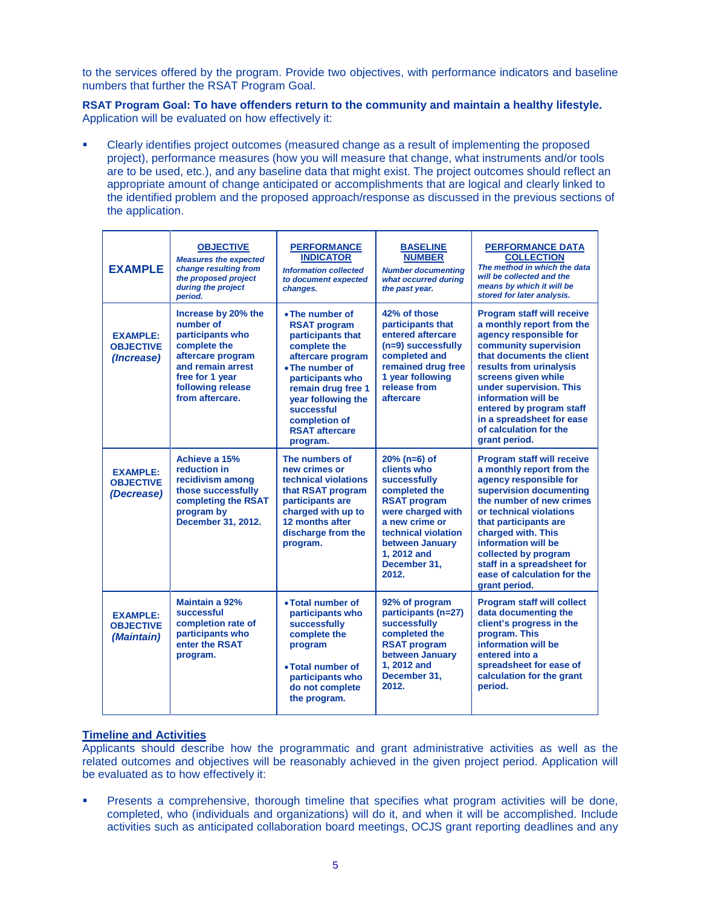to the services offered by the program. Provide two objectives, with performance indicators and baseline numbers that further the RSAT Program Goal.

**RSAT Program Goal: To have offenders return to the community and maintain a healthy lifestyle.** Application will be evaluated on how effectively it:

- Clearly identifies project outcomes (measured change as a result of implementing the proposed project), performance measures (how you will measure that change, what instruments and/or tools are to be used, etc.), and any baseline data that might exist. The project outcomes should reflect an appropriate amount of change anticipated or accomplishments that are logical and clearly linked to the identified problem and the proposed approach/response as discussed in the previous sections of the application.

| **EXAMPLE** | **OBJECTIVE** *Measures the expected change resulting from the proposed project during the project period.* | **PERFORMANCE INDICATOR** *Information collected to document expected changes.* | **BASELINE NUMBER** *Number documenting what occurred during the past year.* | **PERFORMANCE DATA COLLECTION** *The method in which the data will be collected and the means by which it will be stored for later analysis.* |
|---|---|---|---|---|
| **EXAMPLE: OBJECTIVE *(Increase)*** | **Increase by 20% the number of participants who complete the aftercare program and remain arrest free for 1 year following release from aftercare.** | • **The number of RSAT program participants that complete the aftercare program**<br>• **The number of participants who remain drug free 1 year following the successful completion of RSAT aftercare program.** | **42% of those participants that entered aftercare (n=9) successfully completed and remained drug free 1 year following release from aftercare** | **Program staff will receive a monthly report from the agency responsible for community supervision that documents the client results from urinalysis screens given while under supervision. This information will be entered by program staff in a spreadsheet for ease of calculation for the grant period.** |
| **EXAMPLE: OBJECTIVE *(Decrease)*** | **Achieve a 15% reduction in recidivism among those successfully completing the RSAT program by December 31, 2012.** | **The numbers of new crimes or technical violations that RSAT program participants are charged with up to 12 months after discharge from the program.** | **20% (n=6) of clients who successfully completed the RSAT program were charged with a new crime or technical violation between January 1, 2012 and December 31, 2012.** | **Program staff will receive a monthly report from the agency responsible for supervision documenting the number of new crimes or technical violations that participants are charged with. This information will be collected by program staff in a spreadsheet for ease of calculation for the grant period.** |
| **EXAMPLE: OBJECTIVE *(Maintain)*** | **Maintain a 92% successful completion rate of participants who enter the RSAT program.** | • **Total number of participants who successfully complete the program**<br>• **Total number of participants who do not complete the program.** | **92% of program participants (n=27) successfully completed the RSAT program between January 1, 2012 and December 31, 2012.** | **Program staff will collect data documenting the client's progress in the program. This information will be entered into a spreadsheet for ease of calculation for the grant period.** |

## Timeline and Activities

Applicants should describe how the programmatic and grant administrative activities as well as the related outcomes and objectives will be reasonably achieved in the given project period. Application will be evaluated as to how effectively it:

- Presents a comprehensive, thorough timeline that specifies what program activities will be done, completed, who (individuals and organizations) will do it, and when it will be accomplished. Include activities such as anticipated collaboration board meetings, OCJS grant reporting deadlines and any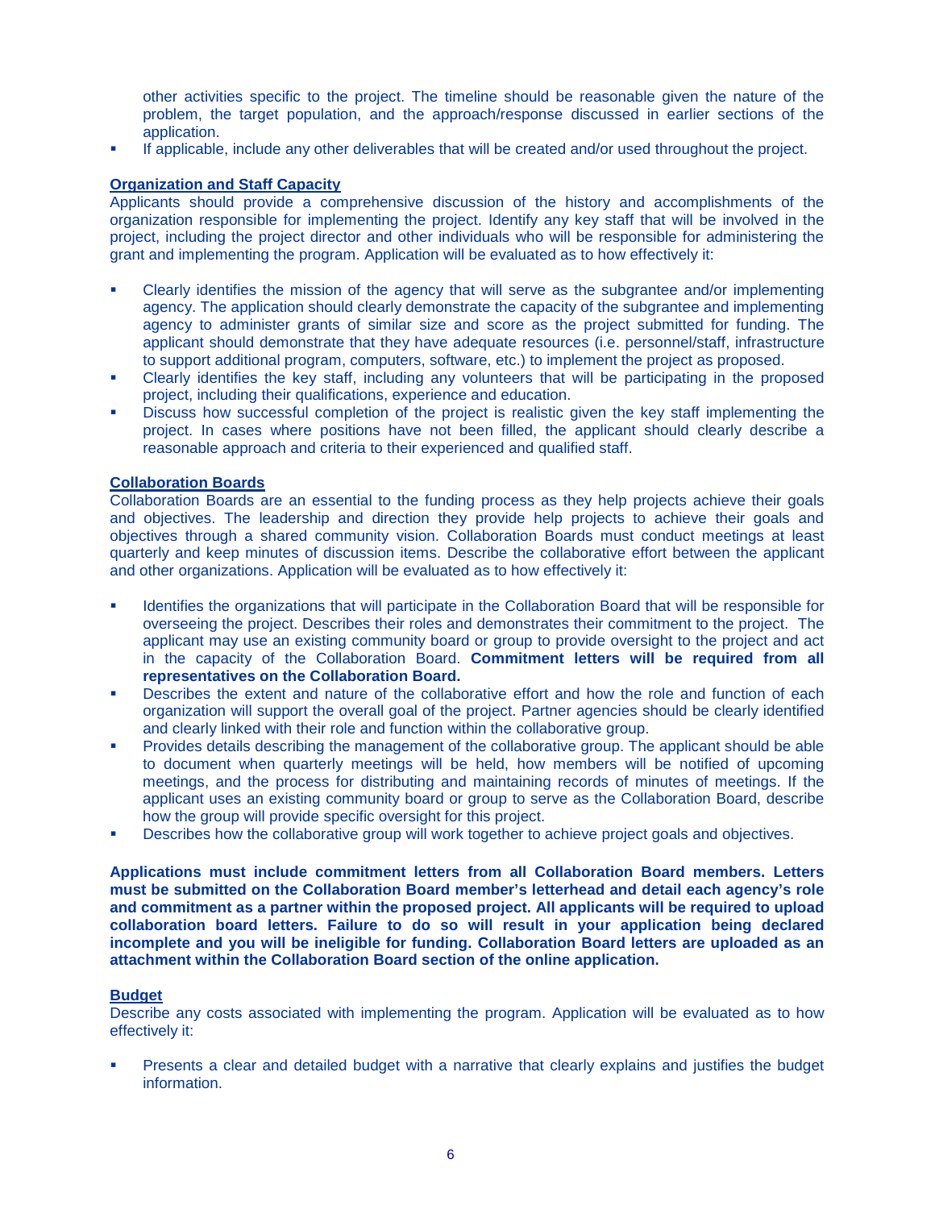other activities specific to the project. The timeline should be reasonable given the nature of the problem, the target population, and the approach/response discussed in earlier sections of the application.

- If applicable, include any other deliverables that will be created and/or used throughout the project.

**Organization and Staff Capacity**

Applicants should provide a comprehensive discussion of the history and accomplishments of the organization responsible for implementing the project. Identify any key staff that will be involved in the project, including the project director and other individuals who will be responsible for administering the grant and implementing the program. Application will be evaluated as to how effectively it:

- Clearly identifies the mission of the agency that will serve as the subgrantee and/or implementing agency. The application should clearly demonstrate the capacity of the subgrantee and implementing agency to administer grants of similar size and score as the project submitted for funding. The applicant should demonstrate that they have adequate resources (i.e. personnel/staff, infrastructure to support additional program, computers, software, etc.) to implement the project as proposed.
- Clearly identifies the key staff, including any volunteers that will be participating in the proposed project, including their qualifications, experience and education.
- Discuss how successful completion of the project is realistic given the key staff implementing the project. In cases where positions have not been filled, the applicant should clearly describe a reasonable approach and criteria to their experienced and qualified staff.

**Collaboration Boards**

Collaboration Boards are an essential to the funding process as they help projects achieve their goals and objectives. The leadership and direction they provide help projects to achieve their goals and objectives through a shared community vision. Collaboration Boards must conduct meetings at least quarterly and keep minutes of discussion items. Describe the collaborative effort between the applicant and other organizations. Application will be evaluated as to how effectively it:

- Identifies the organizations that will participate in the Collaboration Board that will be responsible for overseeing the project. Describes their roles and demonstrates their commitment to the project. The applicant may use an existing community board or group to provide oversight to the project and act in the capacity of the Collaboration Board. **Commitment letters will be required from all representatives on the Collaboration Board.**
- Describes the extent and nature of the collaborative effort and how the role and function of each organization will support the overall goal of the project. Partner agencies should be clearly identified and clearly linked with their role and function within the collaborative group.
- Provides details describing the management of the collaborative group. The applicant should be able to document when quarterly meetings will be held, how members will be notified of upcoming meetings, and the process for distributing and maintaining records of minutes of meetings. If the applicant uses an existing community board or group to serve as the Collaboration Board, describe how the group will provide specific oversight for this project.
- Describes how the collaborative group will work together to achieve project goals and objectives.

**Applications must include commitment letters from all Collaboration Board members. Letters must be submitted on the Collaboration Board member's letterhead and detail each agency's role and commitment as a partner within the proposed project. All applicants will be required to upload collaboration board letters. Failure to do so will result in your application being declared incomplete and you will be ineligible for funding. Collaboration Board letters are uploaded as an attachment within the Collaboration Board section of the online application.**

**Budget**

Describe any costs associated with implementing the program. Application will be evaluated as to how effectively it:

- Presents a clear and detailed budget with a narrative that clearly explains and justifies the budget information.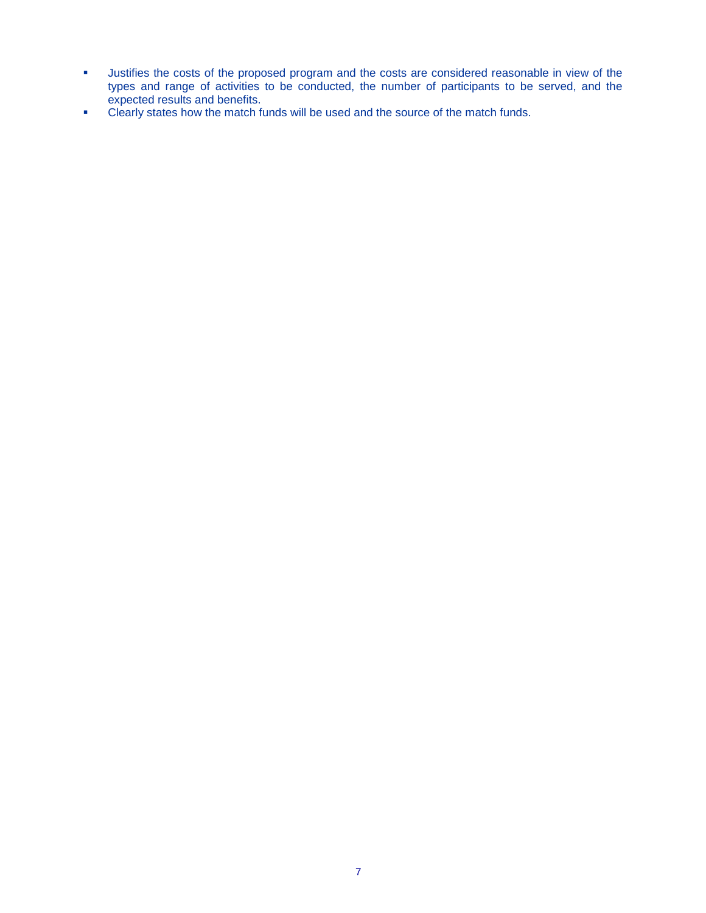- Justifies the costs of the proposed program and the costs are considered reasonable in view of the types and range of activities to be conducted, the number of participants to be served, and the expected results and benefits.
- Clearly states how the match funds will be used and the source of the match funds.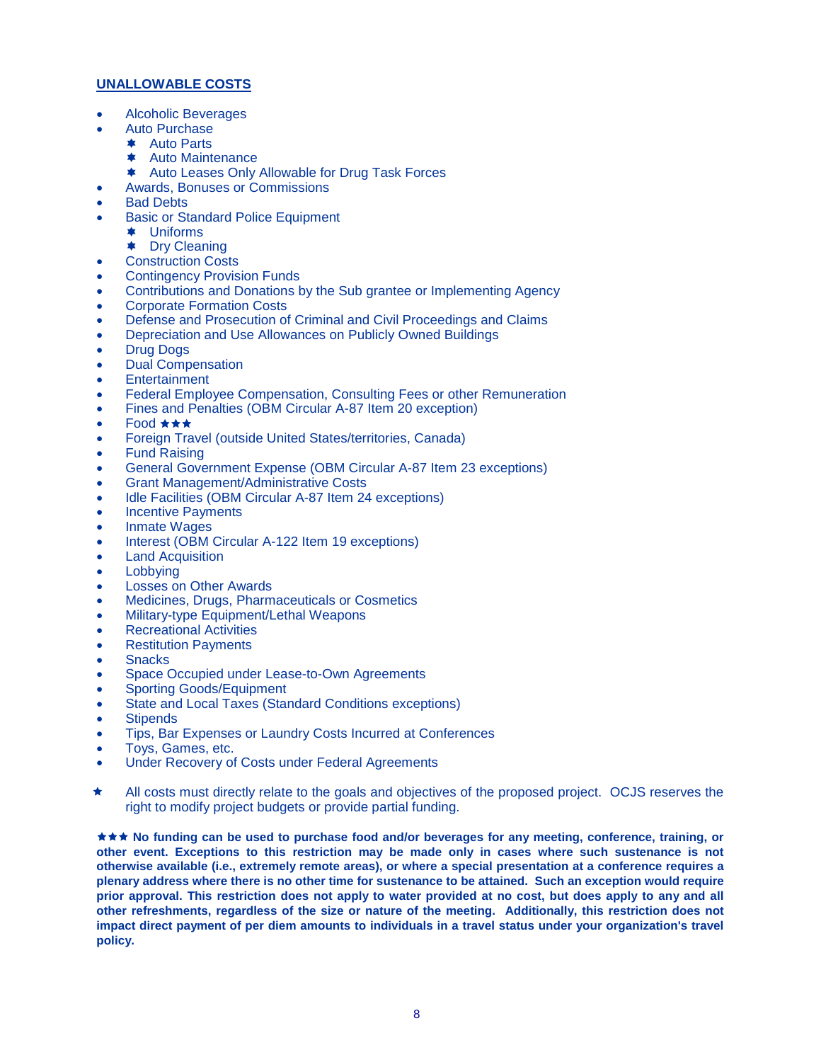## UNALLOWABLE COSTS

- Alcoholic Beverages
- Auto Purchase
  - Auto Parts
  - Auto Maintenance
  - Auto Leases Only Allowable for Drug Task Forces
- Awards, Bonuses or Commissions
- Bad Debts
- Basic or Standard Police Equipment
  - Uniforms
  - Dry Cleaning
- Construction Costs
- Contingency Provision Funds
- Contributions and Donations by the Sub grantee or Implementing Agency
- Corporate Formation Costs
- Defense and Prosecution of Criminal and Civil Proceedings and Claims
- Depreciation and Use Allowances on Publicly Owned Buildings
- Drug Dogs
- Dual Compensation
- Entertainment
- Federal Employee Compensation, Consulting Fees or other Remuneration
- Fines and Penalties (OBM Circular A-87 Item 20 exception)
- Food ★★★
- Foreign Travel (outside United States/territories, Canada)
- Fund Raising
- General Government Expense (OBM Circular A-87 Item 23 exceptions)
- Grant Management/Administrative Costs
- Idle Facilities (OBM Circular A-87 Item 24 exceptions)
- Incentive Payments
- Inmate Wages
- Interest (OBM Circular A-122 Item 19 exceptions)
- Land Acquisition
- Lobbying
- Losses on Other Awards
- Medicines, Drugs, Pharmaceuticals or Cosmetics
- Military-type Equipment/Lethal Weapons
- Recreational Activities
- Restitution Payments
- Snacks
- Space Occupied under Lease-to-Own Agreements
- Sporting Goods/Equipment
- State and Local Taxes (Standard Conditions exceptions)
- Stipends
- Tips, Bar Expenses or Laundry Costs Incurred at Conferences
- Toys, Games, etc.
- Under Recovery of Costs under Federal Agreements

★ All costs must directly relate to the goals and objectives of the proposed project. OCJS reserves the right to modify project budgets or provide partial funding.

**★★★ No funding can be used to purchase food and/or beverages for any meeting, conference, training, or other event. Exceptions to this restriction may be made only in cases where such sustenance is not otherwise available (i.e., extremely remote areas), or where a special presentation at a conference requires a plenary address where there is no other time for sustenance to be attained. Such an exception would require prior approval. This restriction does not apply to water provided at no cost, but does apply to any and all other refreshments, regardless of the size or nature of the meeting. Additionally, this restriction does not impact direct payment of per diem amounts to individuals in a travel status under your organization's travel policy.**